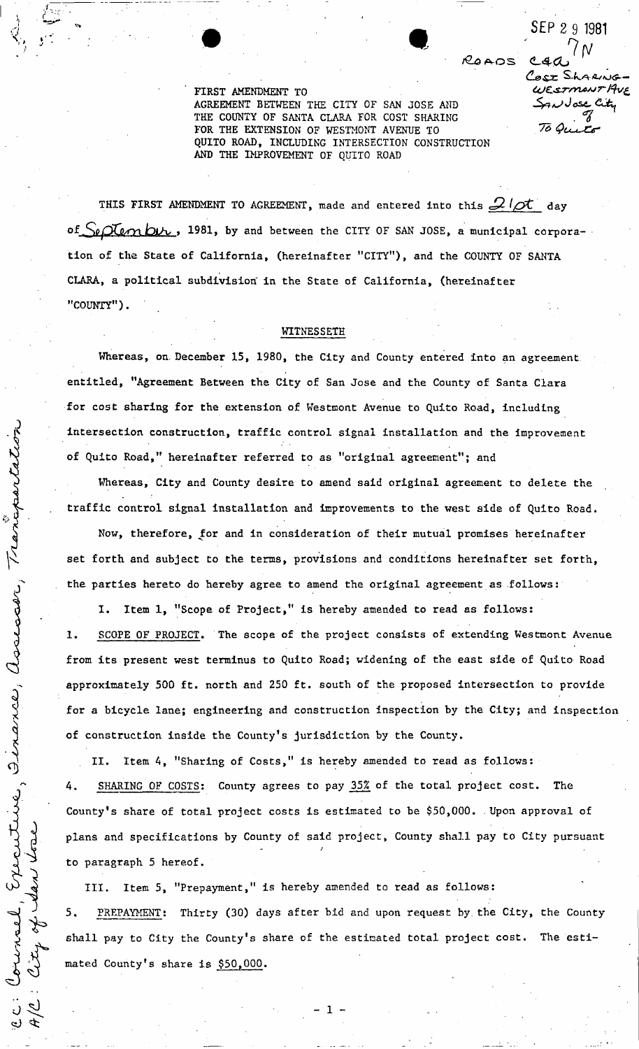SEP 29 1981

ROADS C4a 7N
Cost Sharing - Westmont Ave
San Jose City
To Quito

FIRST AMENDMENT TO
AGREEMENT BETWEEN THE CITY OF SAN JOSE AND
THE COUNTY OF SANTA CLARA FOR COST SHARING
FOR THE EXTENSION OF WESTMONT AVENUE TO
QUITO ROAD, INCLUDING INTERSECTION CONSTRUCTION
AND THE IMPROVEMENT OF QUITO ROAD

THIS FIRST AMENDMENT TO AGREEMENT, made and entered into this 21st day of September, 1981, by and between the CITY OF SAN JOSE, a municipal corporation of the State of California, (hereinafter "CITY"), and the COUNTY OF SANTA CLARA, a political subdivision in the State of California, (hereinafter "COUNTY").

WITNESSETH

Whereas, on December 15, 1980, the City and County entered into an agreement entitled, "Agreement Between the City of San Jose and the County of Santa Clara for cost sharing for the extension of Westmont Avenue to Quito Road, including intersection construction, traffic control signal installation and the improvement of Quito Road," hereinafter referred to as "original agreement"; and

Whereas, City and County desire to amend said original agreement to delete the traffic control signal installation and improvements to the west side of Quito Road.

Now, therefore, for and in consideration of their mutual promises hereinafter set forth and subject to the terms, provisions and conditions hereinafter set forth, the parties hereto do hereby agree to amend the original agreement as follows:

I. Item 1, "Scope of Project," is hereby amended to read as follows:

1. SCOPE OF PROJECT. The scope of the project consists of extending Westmont Avenue from its present west terminus to Quito Road; widening of the east side of Quito Road approximately 500 ft. north and 250 ft. south of the proposed intersection to provide for a bicycle lane; engineering and construction inspection by the City; and inspection of construction inside the County's jurisdiction by the County.

II. Item 4, "Sharing of Costs," is hereby amended to read as follows:

4. SHARING OF COSTS: County agrees to pay 35% of the total project cost. The County's share of total project costs is estimated to be $50,000. Upon approval of plans and specifications by County of said project, County shall pay to City pursuant to paragraph 5 hereof.

III. Item 5, "Prepayment," is hereby amended to read as follows:

5. PREPAYMENT: Thirty (30) days after bid and upon request by the City, the County shall pay to City the County's share of the estimated total project cost. The estimated County's share is $50,000.

cc: Counsel, Executive, Finance, Assessor, Transportation
A/C: City of San Jose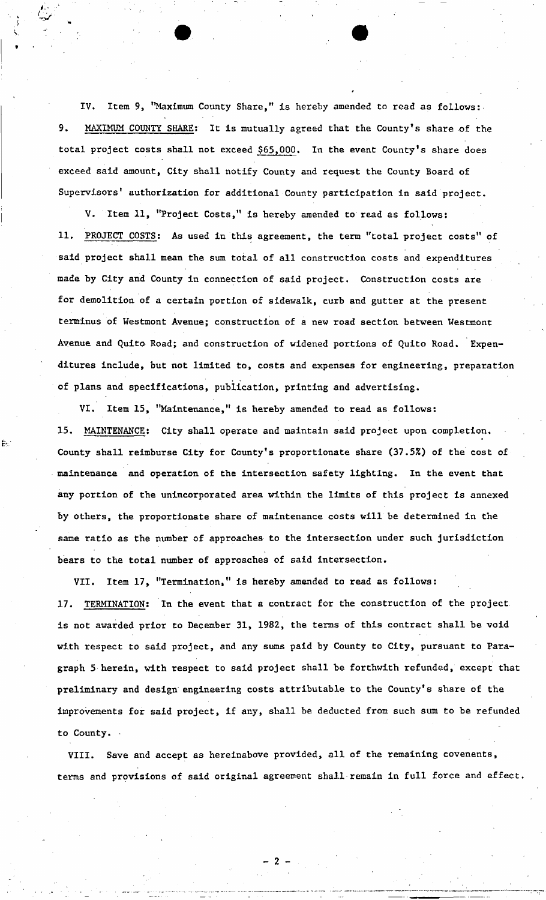IV. Item 9, "Maximum County Share," is hereby amended to read as follows:

9. MAXIMUM COUNTY SHARE: It is mutually agreed that the County's share of the total project costs shall not exceed $65,000. In the event County's share does exceed said amount, City shall notify County and request the County Board of Supervisors' authorization for additional County participation in said project.

V. Item 11, "Project Costs," is hereby amended to read as follows:

11. PROJECT COSTS: As used in this agreement, the term "total project costs" of said project shall mean the sum total of all construction costs and expenditures made by City and County in connection of said project. Construction costs are for demolition of a certain portion of sidewalk, curb and gutter at the present terminus of Westmont Avenue; construction of a new road section between Westmont Avenue and Quito Road; and construction of widened portions of Quito Road. Expenditures include, but not limited to, costs and expenses for engineering, preparation of plans and specifications, publication, printing and advertising.

VI. Item 15, "Maintenance," is hereby amended to read as follows:

15. MAINTENANCE: City shall operate and maintain said project upon completion. County shall reimburse City for County's proportionate share (37.5%) of the cost of maintenance and operation of the intersection safety lighting. In the event that any portion of the unincorporated area within the limits of this project is annexed by others, the proportionate share of maintenance costs will be determined in the same ratio as the number of approaches to the intersection under such jurisdiction bears to the total number of approaches of said intersection.

VII. Item 17, "Termination," is hereby amended to read as follows:

17. TERMINATION: In the event that a contract for the construction of the project is not awarded prior to December 31, 1982, the terms of this contract shall be void with respect to said project, and any sums paid by County to City, pursuant to Paragraph 5 herein, with respect to said project shall be forthwith refunded, except that preliminary and design engineering costs attributable to the County's share of the improvements for said project, if any, shall be deducted from such sum to be refunded to County.

VIII. Save and accept as hereinabove provided, all of the remaining covenents, terms and provisions of said original agreement shall remain in full force and effect.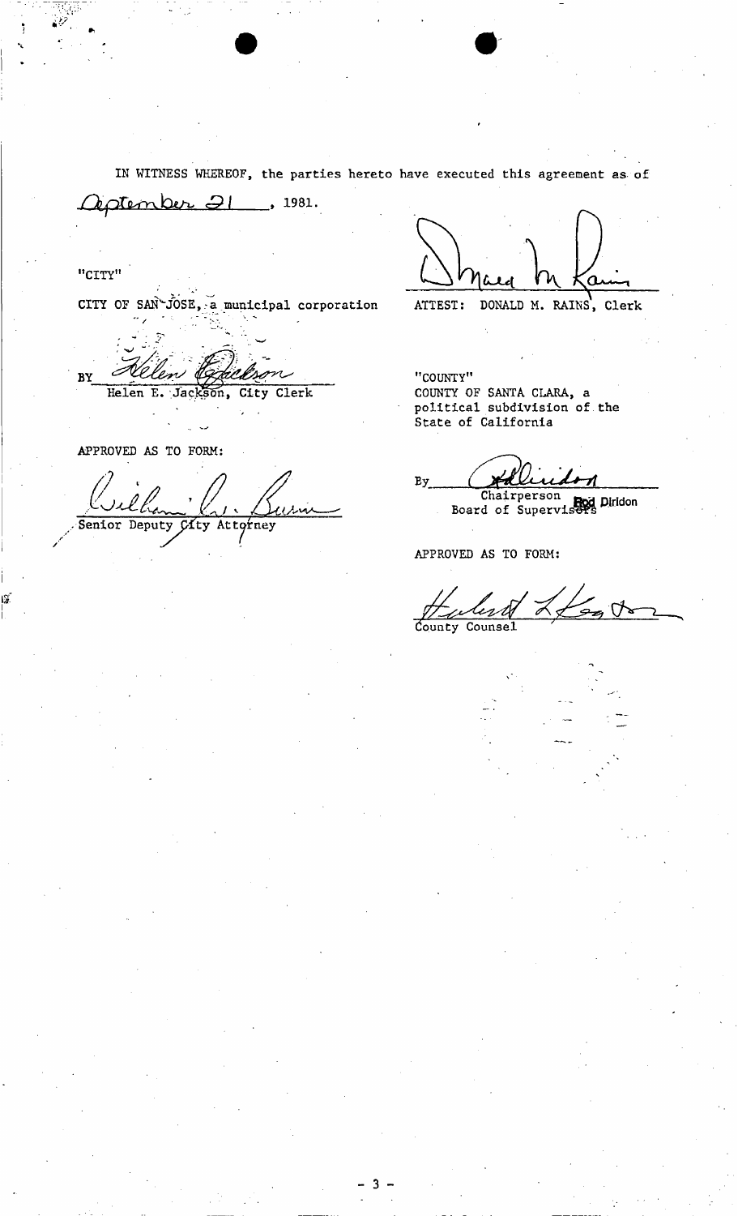IN WITNESS WHEREOF, the parties hereto have executed this agreement as of September 21, 1981.

"CITY"

CITY OF SAN JOSE, a municipal corporation

BY Helen E. Jackson

Helen E. Jackson, City Clerk

APPROVED AS TO FORM:

Senior Deputy City Attorney

ATTEST: DONALD M. RAINS, Clerk

"COUNTY"

COUNTY OF SANTA CLARA, a political subdivision of the State of California

By

Chairperson Rod Diridon
Board of Supervisors

APPROVED AS TO FORM:

County Counsel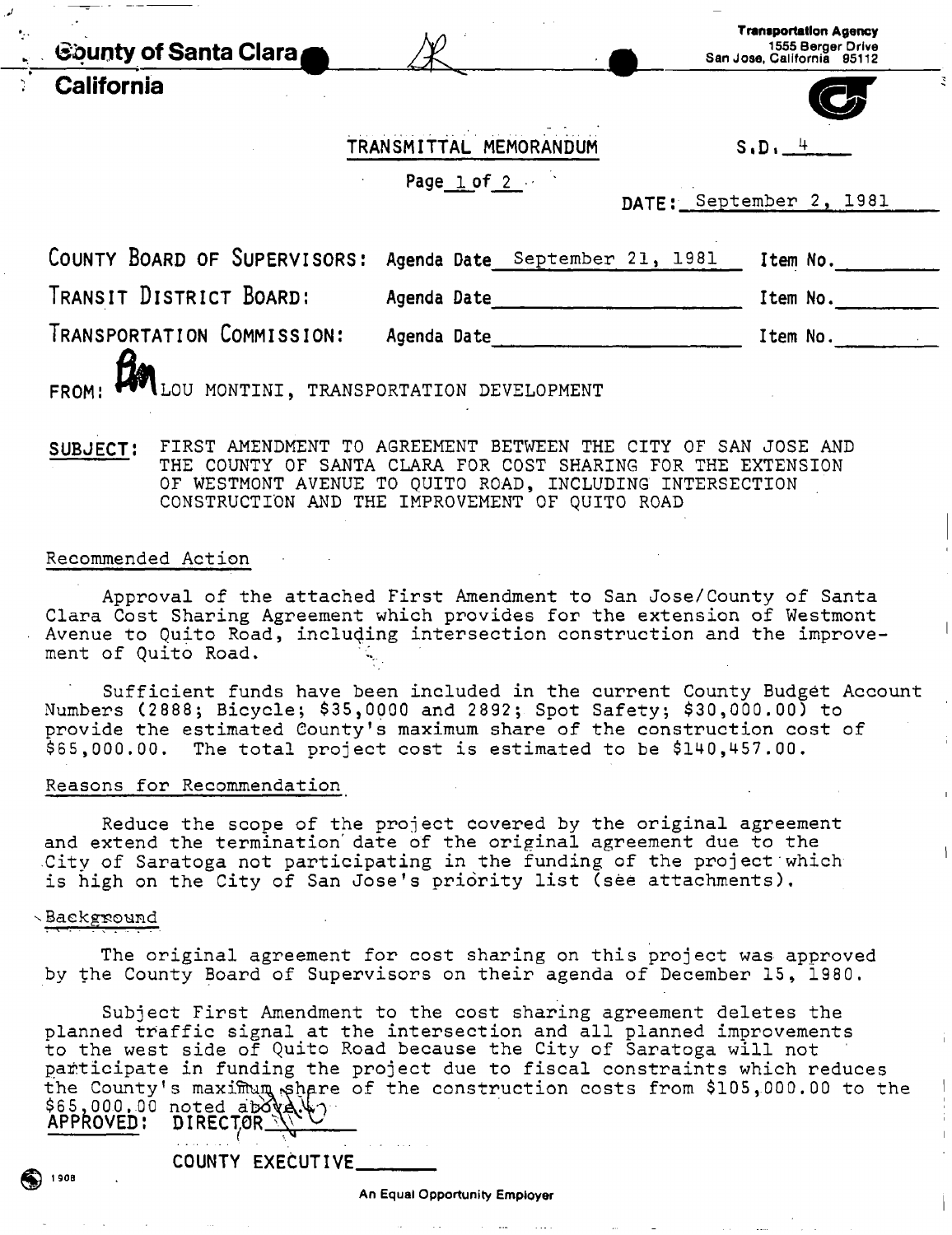County of Santa Clara
California

Transportation Agency
1555 Berger Drive
San Jose, California 95112

TRANSMITTAL MEMORANDUM

S.D. 4

Page 1 of 2

DATE: September 2, 1981

COUNTY BOARD OF SUPERVISORS: Agenda Date September 21, 1981 Item No.______

TRANSIT DISTRICT BOARD: Agenda Date______ Item No.______

TRANSPORTATION COMMISSION: Agenda Date______ Item No.______

FROM: LOU MONTINI, TRANSPORTATION DEVELOPMENT

SUBJECT: FIRST AMENDMENT TO AGREEMENT BETWEEN THE CITY OF SAN JOSE AND THE COUNTY OF SANTA CLARA FOR COST SHARING FOR THE EXTENSION OF WESTMONT AVENUE TO QUITO ROAD, INCLUDING INTERSECTION CONSTRUCTION AND THE IMPROVEMENT OF QUITO ROAD

## Recommended Action

Approval of the attached First Amendment to San Jose/County of Santa Clara Cost Sharing Agreement which provides for the extension of Westmont Avenue to Quito Road, including intersection construction and the improvement of Quito Road.

Sufficient funds have been included in the current County Budget Account Numbers (2888; Bicycle; $35,0000 and 2892; Spot Safety; $30,000.00) to provide the estimated County's maximum share of the construction cost of $65,000.00. The total project cost is estimated to be $140,457.00.

## Reasons for Recommendation

Reduce the scope of the project covered by the original agreement and extend the termination date of the original agreement due to the City of Saratoga not participating in the funding of the project which is high on the City of San Jose's priority list (see attachments).

## Background

The original agreement for cost sharing on this project was approved by the County Board of Supervisors on their agenda of December 15, 1980.

Subject First Amendment to the cost sharing agreement deletes the planned traffic signal at the intersection and all planned improvements to the west side of Quito Road because the City of Saratoga will not participate in funding the project due to fiscal constraints which reduces the County's maximum share of the construction costs from $105,000.00 to the $65,000.00 noted above.

APPROVED: DIRECTOR______

COUNTY EXECUTIVE______

An Equal Opportunity Employer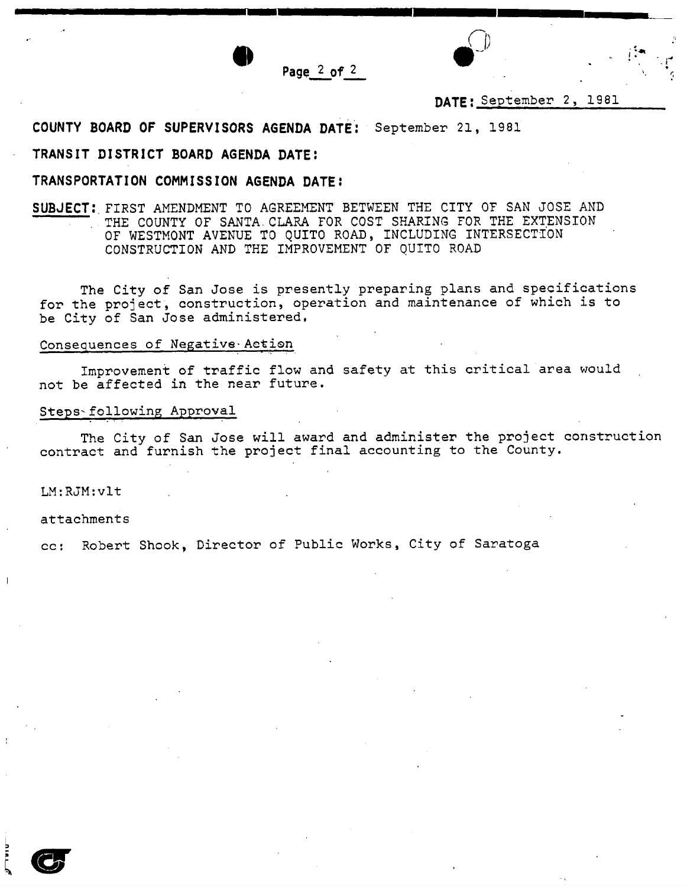**DATE:** September 2, 1981

**COUNTY BOARD OF SUPERVISORS AGENDA DATE:** September 21, 1981

**TRANSIT DISTRICT BOARD AGENDA DATE:**

**TRANSPORTATION COMMISSION AGENDA DATE:**

**SUBJECT:** FIRST AMENDMENT TO AGREEMENT BETWEEN THE CITY OF SAN JOSE AND THE COUNTY OF SANTA CLARA FOR COST SHARING FOR THE EXTENSION OF WESTMONT AVENUE TO QUITO ROAD, INCLUDING INTERSECTION CONSTRUCTION AND THE IMPROVEMENT OF QUITO ROAD

The City of San Jose is presently preparing plans and specifications for the project, construction, operation and maintenance of which is to be City of San Jose administered.

Consequences of Negative Action

Improvement of traffic flow and safety at this critical area would not be affected in the near future.

Steps following Approval

The City of San Jose will award and administer the project construction contract and furnish the project final accounting to the County.

LM:RJM:vlt

attachments

cc: Robert Shook, Director of Public Works, City of Saratoga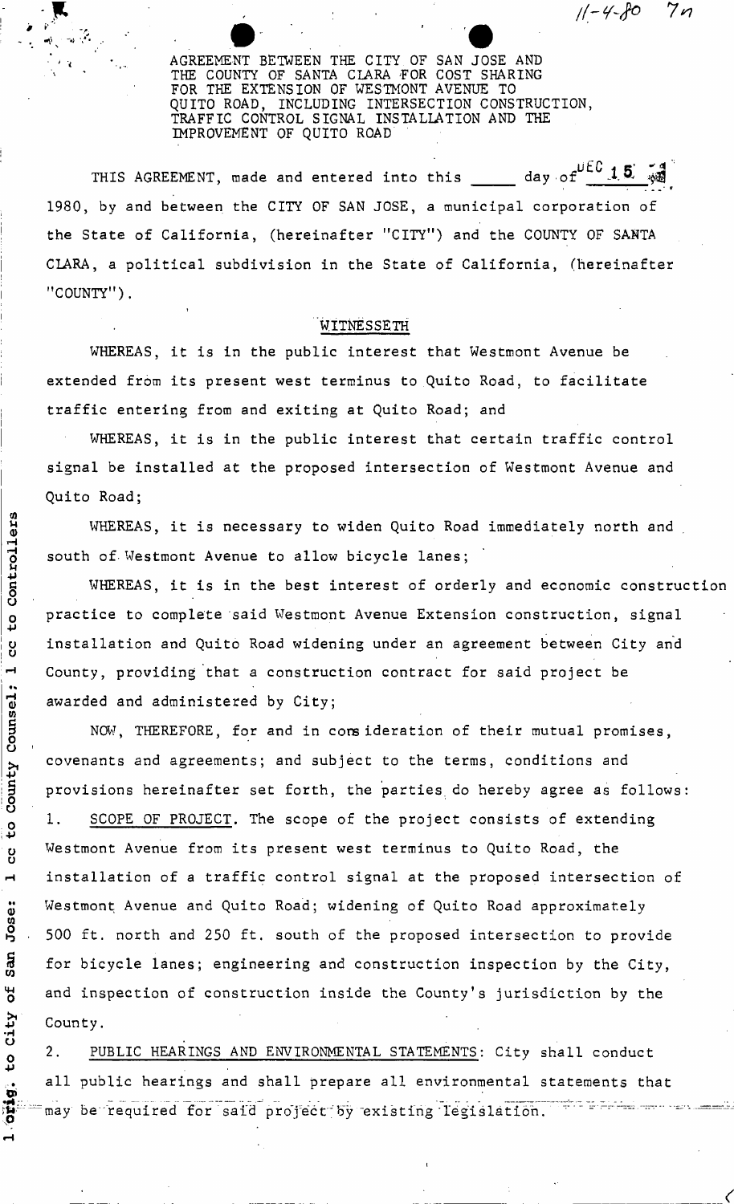AGREEMENT BETWEEN THE CITY OF SAN JOSE AND THE COUNTY OF SANTA CLARA FOR COST SHARING FOR THE EXTENSION OF WESTMONT AVENUE TO QUITO ROAD, INCLUDING INTERSECTION CONSTRUCTION, TRAFFIC CONTROL SIGNAL INSTALLATION AND THE IMPROVEMENT OF QUITO ROAD

THIS AGREEMENT, made and entered into this _____ day of DEC 15 1980, by and between the CITY OF SAN JOSE, a municipal corporation of the State of California, (hereinafter "CITY") and the COUNTY OF SANTA CLARA, a political subdivision in the State of California, (hereinafter "COUNTY").

WITNESSETH

WHEREAS, it is in the public interest that Westmont Avenue be extended from its present west terminus to Quito Road, to facilitate traffic entering from and exiting at Quito Road; and

WHEREAS, it is in the public interest that certain traffic control signal be installed at the proposed intersection of Westmont Avenue and Quito Road;

WHEREAS, it is necessary to widen Quito Road immediately north and south of Westmont Avenue to allow bicycle lanes;

WHEREAS, it is in the best interest of orderly and economic construction practice to complete said Westmont Avenue Extension construction, signal installation and Quito Road widening under an agreement between City and County, providing that a construction contract for said project be awarded and administered by City;

NOW, THEREFORE, for and in consideration of their mutual promises, covenants and agreements; and subject to the terms, conditions and provisions hereinafter set forth, the parties do hereby agree as follows:

1. SCOPE OF PROJECT. The scope of the project consists of extending Westmont Avenue from its present west terminus to Quito Road, the installation of a traffic control signal at the proposed intersection of Westmont Avenue and Quito Road; widening of Quito Road approximately 500 ft. north and 250 ft. south of the proposed intersection to provide for bicycle lanes; engineering and construction inspection by the City, and inspection of construction inside the County's jurisdiction by the County.

2. PUBLIC HEARINGS AND ENVIRONMENTAL STATEMENTS: City shall conduct all public hearings and shall prepare all environmental statements that may be required for said project by existing legislation.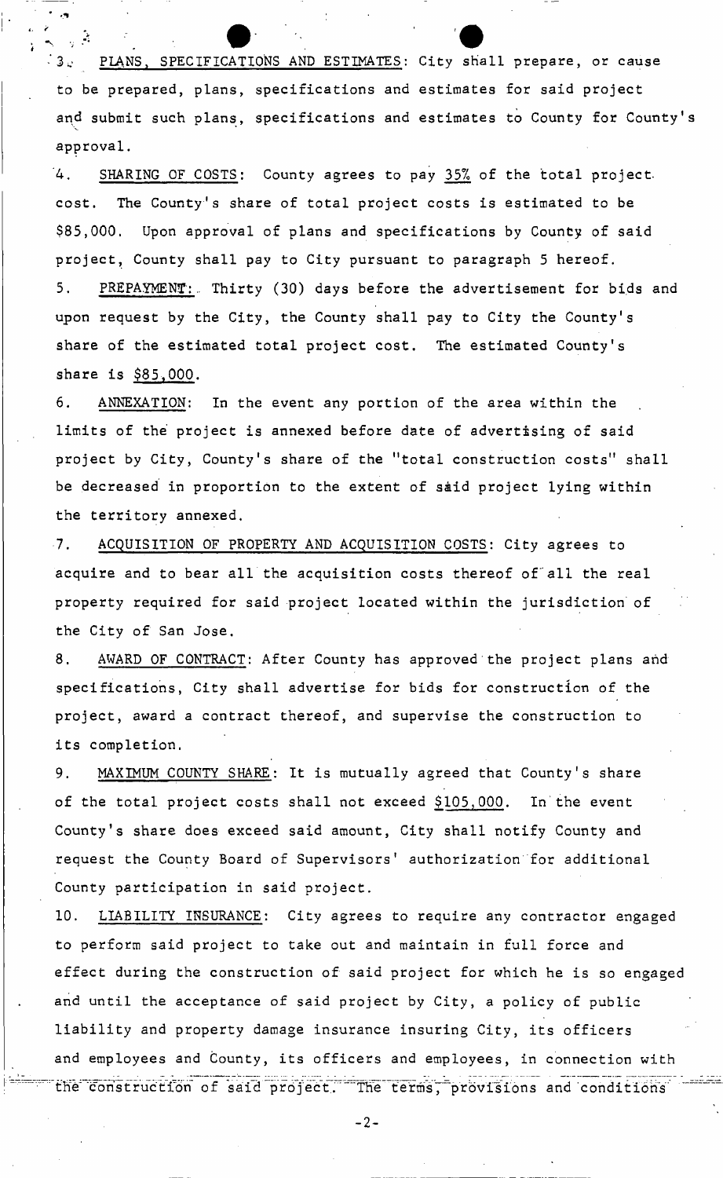3. PLANS, SPECIFICATIONS AND ESTIMATES: City shall prepare, or cause to be prepared, plans, specifications and estimates for said project and submit such plans, specifications and estimates to County for County's approval.

4. SHARING OF COSTS: County agrees to pay 35% of the total project cost. The County's share of total project costs is estimated to be $85,000. Upon approval of plans and specifications by County of said project, County shall pay to City pursuant to paragraph 5 hereof.

5. PREPAYMENT: Thirty (30) days before the advertisement for bids and upon request by the City, the County shall pay to City the County's share of the estimated total project cost. The estimated County's share is $85,000.

6. ANNEXATION: In the event any portion of the area within the limits of the project is annexed before date of advertising of said project by City, County's share of the "total construction costs" shall be decreased in proportion to the extent of said project lying within the territory annexed.

7. ACQUISITION OF PROPERTY AND ACQUISITION COSTS: City agrees to acquire and to bear all the acquisition costs thereof of all the real property required for said project located within the jurisdiction of the City of San Jose.

8. AWARD OF CONTRACT: After County has approved the project plans and specifications, City shall advertise for bids for construction of the project, award a contract thereof, and supervise the construction to its completion.

9. MAXIMUM COUNTY SHARE: It is mutually agreed that County's share of the total project costs shall not exceed $105,000. In the event County's share does exceed said amount, City shall notify County and request the County Board of Supervisors' authorization for additional County participation in said project.

10. LIABILITY INSURANCE: City agrees to require any contractor engaged to perform said project to take out and maintain in full force and effect during the construction of said project for which he is so engaged and until the acceptance of said project by City, a policy of public liability and property damage insurance insuring City, its officers and employees and County, its officers and employees, in connection with the construction of said project. The terms, provisions and conditions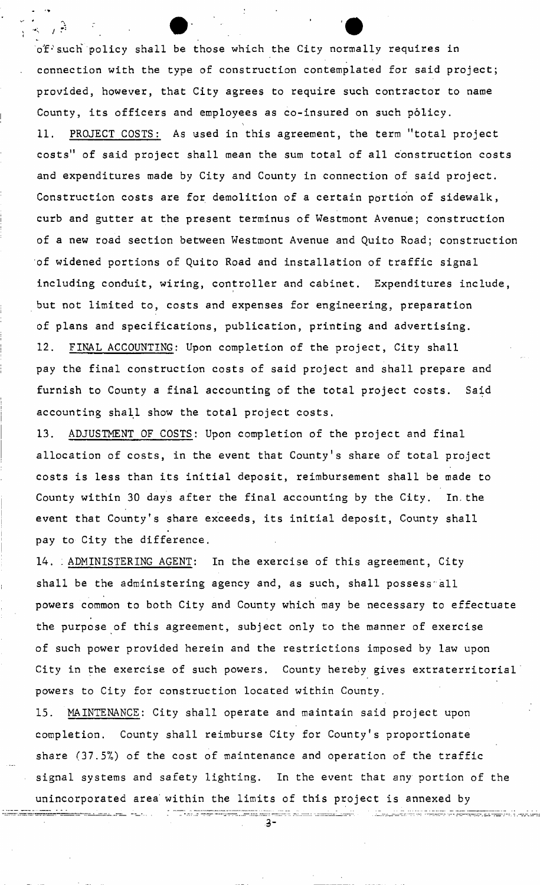of such policy shall be those which the City normally requires in connection with the type of construction contemplated for said project; provided, however, that City agrees to require such contractor to name County, its officers and employees as co-insured on such policy.

11. PROJECT COSTS: As used in this agreement, the term "total project costs" of said project shall mean the sum total of all construction costs and expenditures made by City and County in connection of said project. Construction costs are for demolition of a certain portion of sidewalk, curb and gutter at the present terminus of Westmont Avenue; construction of a new road section between Westmont Avenue and Quito Road; construction of widened portions of Quito Road and installation of traffic signal including conduit, wiring, controller and cabinet. Expenditures include, but not limited to, costs and expenses for engineering, preparation of plans and specifications, publication, printing and advertising.

12. FINAL ACCOUNTING: Upon completion of the project, City shall pay the final construction costs of said project and shall prepare and furnish to County a final accounting of the total project costs. Said accounting shall show the total project costs.

13. ADJUSTMENT OF COSTS: Upon completion of the project and final allocation of costs, in the event that County's share of total project costs is less than its initial deposit, reimbursement shall be made to County within 30 days after the final accounting by the City. In the event that County's share exceeds, its initial deposit, County shall pay to City the difference.

14. ADMINISTERING AGENT: In the exercise of this agreement, City shall be the administering agency and, as such, shall possess all powers common to both City and County which may be necessary to effectuate the purpose of this agreement, subject only to the manner of exercise of such power provided herein and the restrictions imposed by law upon City in the exercise of such powers. County hereby gives extraterritorial powers to City for construction located within County.

15. MAINTENANCE: City shall operate and maintain said project upon completion. County shall reimburse City for County's proportionate share (37.5%) of the cost of maintenance and operation of the traffic signal systems and safety lighting. In the event that any portion of the unincorporated area within the limits of this project is annexed by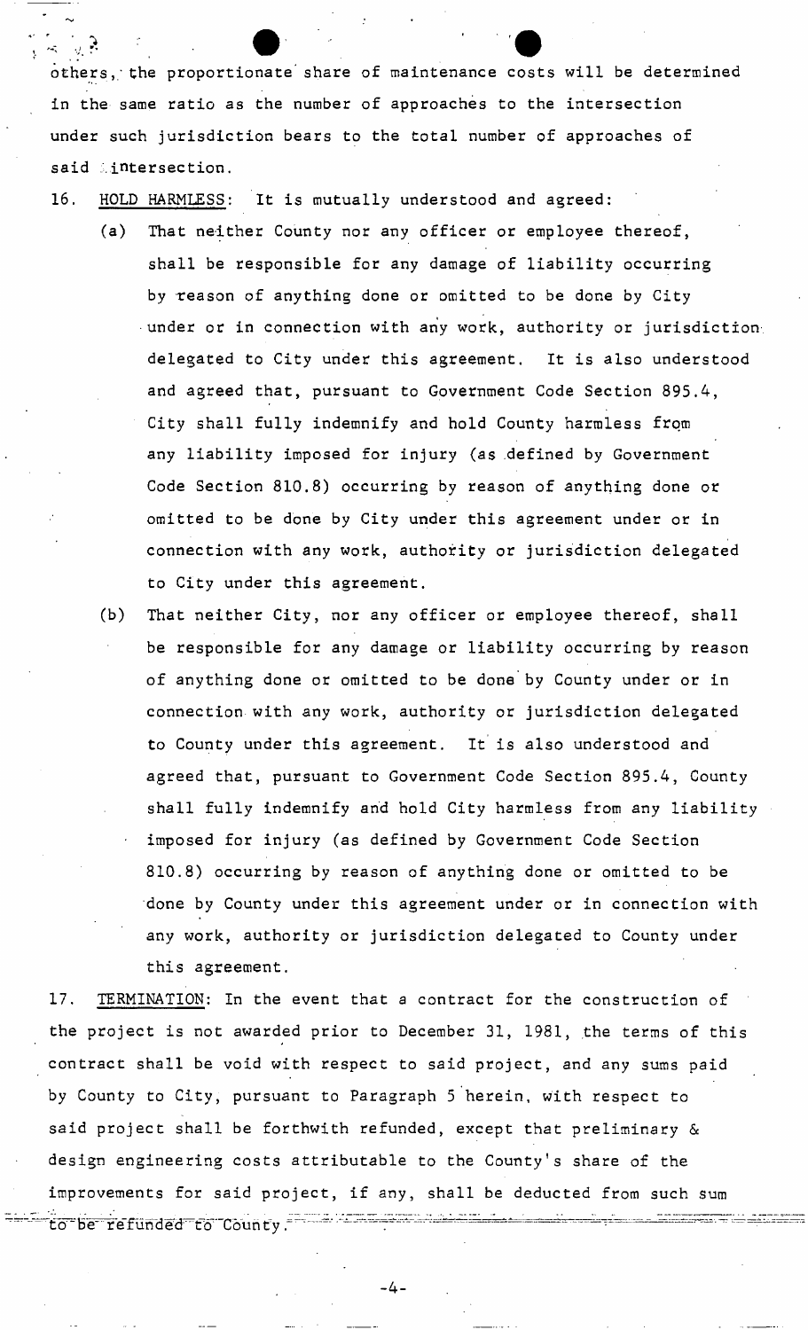others, the proportionate share of maintenance costs will be determined in the same ratio as the number of approaches to the intersection under such jurisdiction bears to the total number of approaches of said intersection.

16. HOLD HARMLESS: It is mutually understood and agreed:

   (a) That neither County nor any officer or employee thereof, shall be responsible for any damage of liability occurring by reason of anything done or omitted to be done by City under or in connection with any work, authority or jurisdiction delegated to City under this agreement. It is also understood and agreed that, pursuant to Government Code Section 895.4, City shall fully indemnify and hold County harmless from any liability imposed for injury (as defined by Government Code Section 810.8) occurring by reason of anything done or omitted to be done by City under this agreement under or in connection with any work, authority or jurisdiction delegated to City under this agreement.

   (b) That neither City, nor any officer or employee thereof, shall be responsible for any damage or liability occurring by reason of anything done or omitted to be done by County under or in connection with any work, authority or jurisdiction delegated to County under this agreement. It is also understood and agreed that, pursuant to Government Code Section 895.4, County shall fully indemnify and hold City harmless from any liability imposed for injury (as defined by Government Code Section 810.8) occurring by reason of anything done or omitted to be done by County under this agreement under or in connection with any work, authority or jurisdiction delegated to County under this agreement.

17. TERMINATION: In the event that a contract for the construction of the project is not awarded prior to December 31, 1981, the terms of this contract shall be void with respect to said project, and any sums paid by County to City, pursuant to Paragraph 5 herein, with respect to said project shall be forthwith refunded, except that preliminary & design engineering costs attributable to the County's share of the improvements for said project, if any, shall be deducted from such sum to be refunded to County.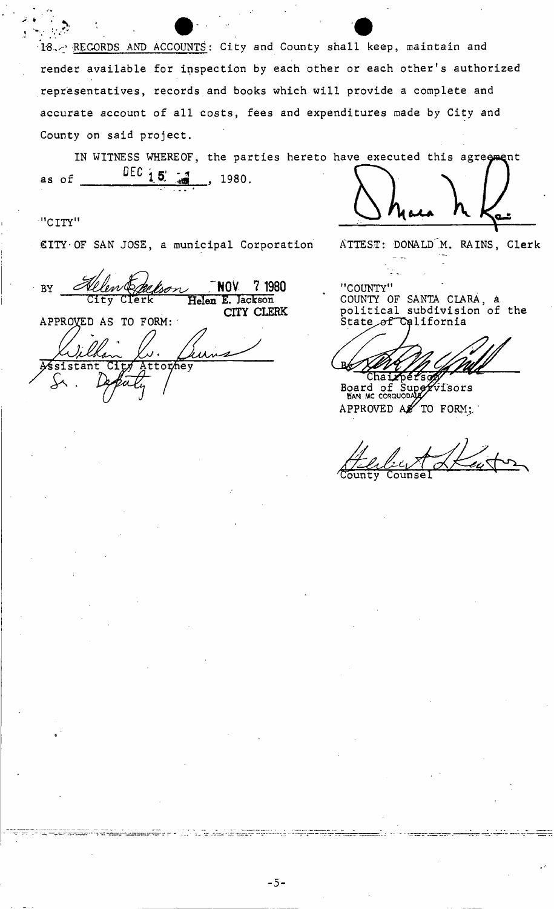18. RECORDS AND ACCOUNTS: City and County shall keep, maintain and render available for inspection by each other or each other's authorized representatives, records and books which will provide a complete and accurate account of all costs, fees and expenditures made by City and County on said project.

IN WITNESS WHEREOF, the parties hereto have executed this agreement as of DEC 15, 1980.

"CITY"

CITY OF SAN JOSE, a municipal Corporation

BY Helen E. Jackson — NOV 7 1980
City Clerk — Helen E. Jackson, CITY CLERK

APPROVED AS TO FORM:

William W. Burns
Assistant City Attorney
Sr. Deputy

ATTEST: DONALD M. RAINS, Clerk

"COUNTY"

COUNTY OF SANTA CLARA, a political subdivision of the State of California

By
Chairperson
Board of Supervisors
DAN MC CORQUODALE

APPROVED AS TO FORM:

Herbert A. Keator
County Counsel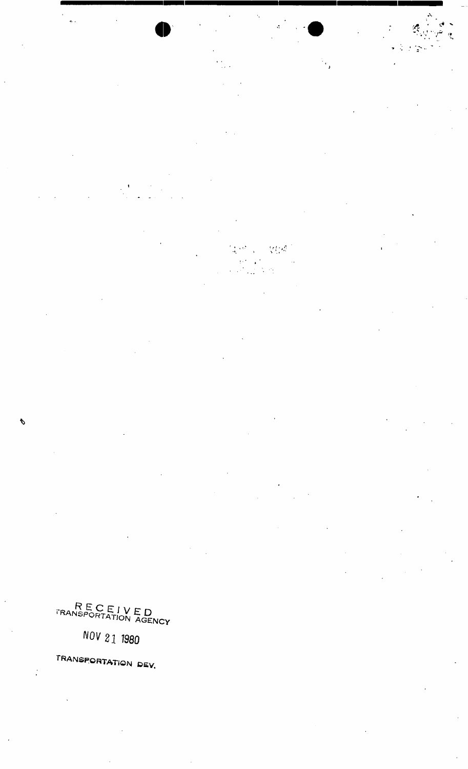RECEIVED
TRANSPORTATION AGENCY

NOV 21 1980

TRANSPORTATION DEV.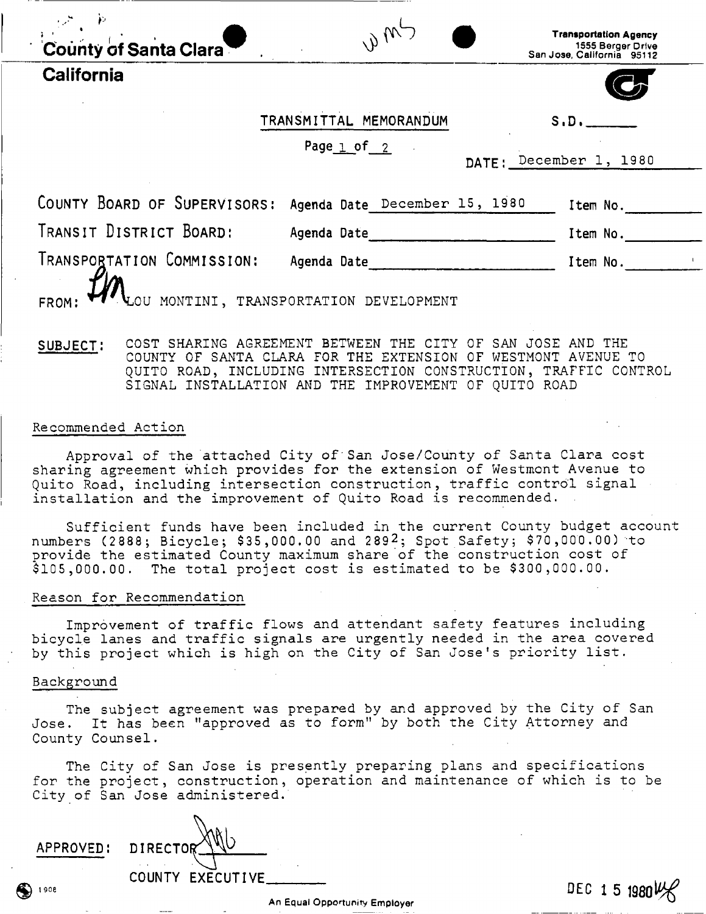County of Santa Clara

WMS

**Transportation Agency**
1555 Berger Drive
San Jose, California 95112

**California**

TRANSMITTAL MEMORANDUM

S.D.______

Page 1 of 2

DATE: December 1, 1980

| | | |
|---|---|---|
| COUNTY BOARD OF SUPERVISORS: | Agenda Date December 15, 1980 | Item No.______ |
| TRANSIT DISTRICT BOARD: | Agenda Date______ | Item No.______ |
| TRANSPORTATION COMMISSION: | Agenda Date______ | Item No.______ |

FROM: LM LOU MONTINI, TRANSPORTATION DEVELOPMENT

SUBJECT: COST SHARING AGREEMENT BETWEEN THE CITY OF SAN JOSE AND THE COUNTY OF SANTA CLARA FOR THE EXTENSION OF WESTMONT AVENUE TO QUITO ROAD, INCLUDING INTERSECTION CONSTRUCTION, TRAFFIC CONTROL SIGNAL INSTALLATION AND THE IMPROVEMENT OF QUITO ROAD

Recommended Action

Approval of the attached City of San Jose/County of Santa Clara cost sharing agreement which provides for the extension of Westmont Avenue to Quito Road, including intersection construction, traffic control signal installation and the improvement of Quito Road is recommended.

Sufficient funds have been included in the current County budget account numbers (2888; Bicycle; $35,000.00 and 2892; Spot Safety; $70,000.00) to provide the estimated County maximum share of the construction cost of $105,000.00. The total project cost is estimated to be $300,000.00.

Reason for Recommendation

Improvement of traffic flows and attendant safety features including bicycle lanes and traffic signals are urgently needed in the area covered by this project which is high on the City of San Jose's priority list.

Background

The subject agreement was prepared by and approved by the City of San Jose. It has been "approved as to form" by both the City Attorney and County Counsel.

The City of San Jose is presently preparing plans and specifications for the project, construction, operation and maintenance of which is to be City of San Jose administered.

APPROVED: DIRECTOR ______

COUNTY EXECUTIVE______

1908

An Equal Opportunity Employer

DEC 15 1980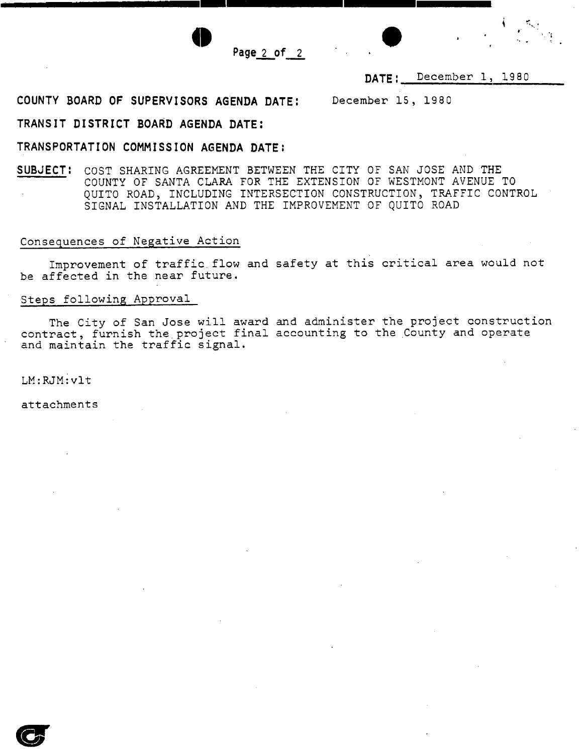DATE: December 1, 1980

COUNTY BOARD OF SUPERVISORS AGENDA DATE: December 15, 1980

TRANSIT DISTRICT BOARD AGENDA DATE:

TRANSPORTATION COMMISSION AGENDA DATE:

**SUBJECT:** COST SHARING AGREEMENT BETWEEN THE CITY OF SAN JOSE AND THE COUNTY OF SANTA CLARA FOR THE EXTENSION OF WESTMONT AVENUE TO QUITO ROAD, INCLUDING INTERSECTION CONSTRUCTION, TRAFFIC CONTROL SIGNAL INSTALLATION AND THE IMPROVEMENT OF QUITO ROAD

## Consequences of Negative Action

Improvement of traffic flow and safety at this critical area would not be affected in the near future.

## Steps following Approval

The City of San Jose will award and administer the project construction contract, furnish the project final accounting to the County and operate and maintain the traffic signal.

LM:RJM:vlt

attachments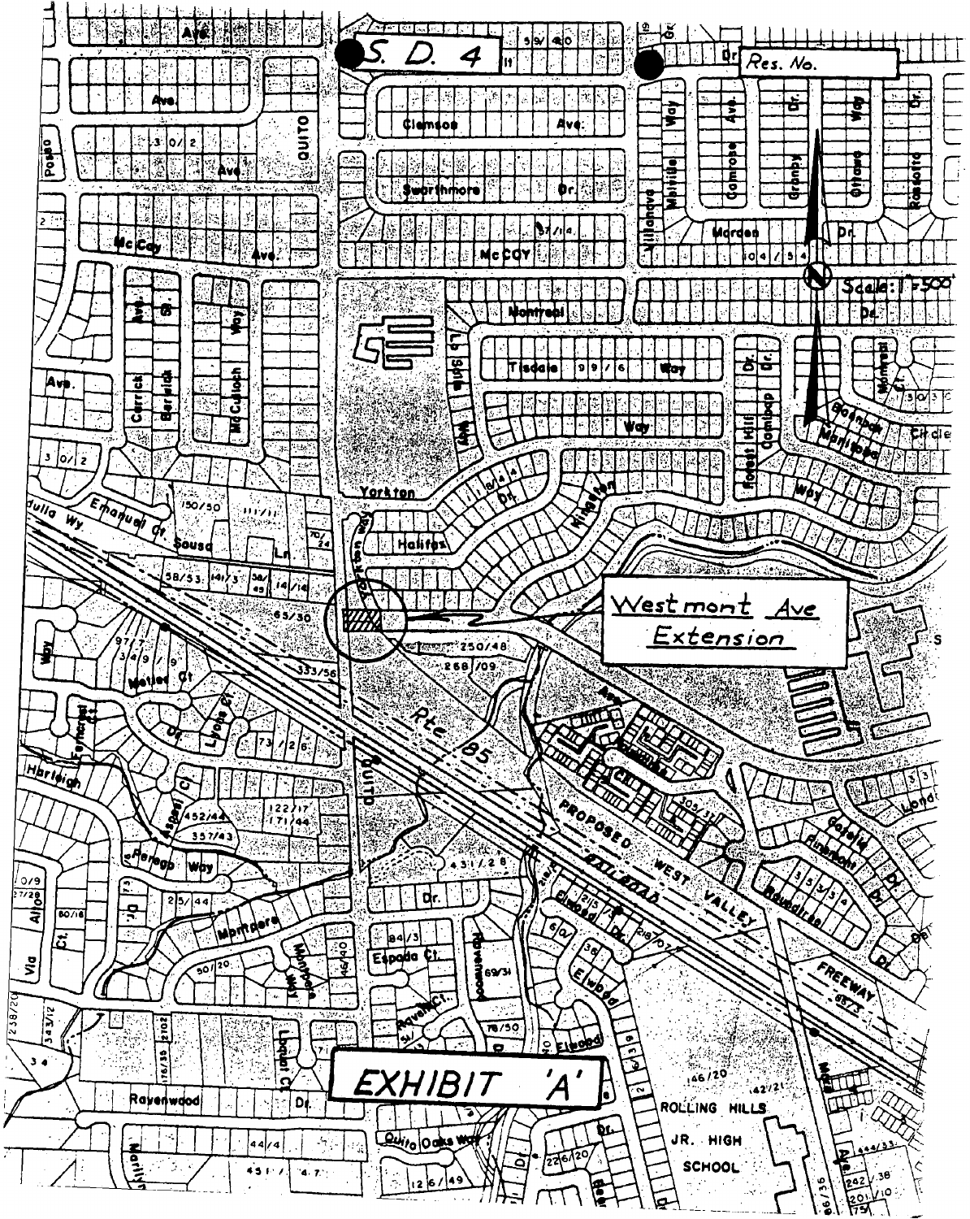S. D. 4

Res. No.

Scale: 1"=500'

Westmont Ave Extension

Rte. 85

PROPOSED WEST VALLEY FREEWAY

RAILROAD

ROLLING HILLS JR. HIGH SCHOOL

EXHIBIT 'A'